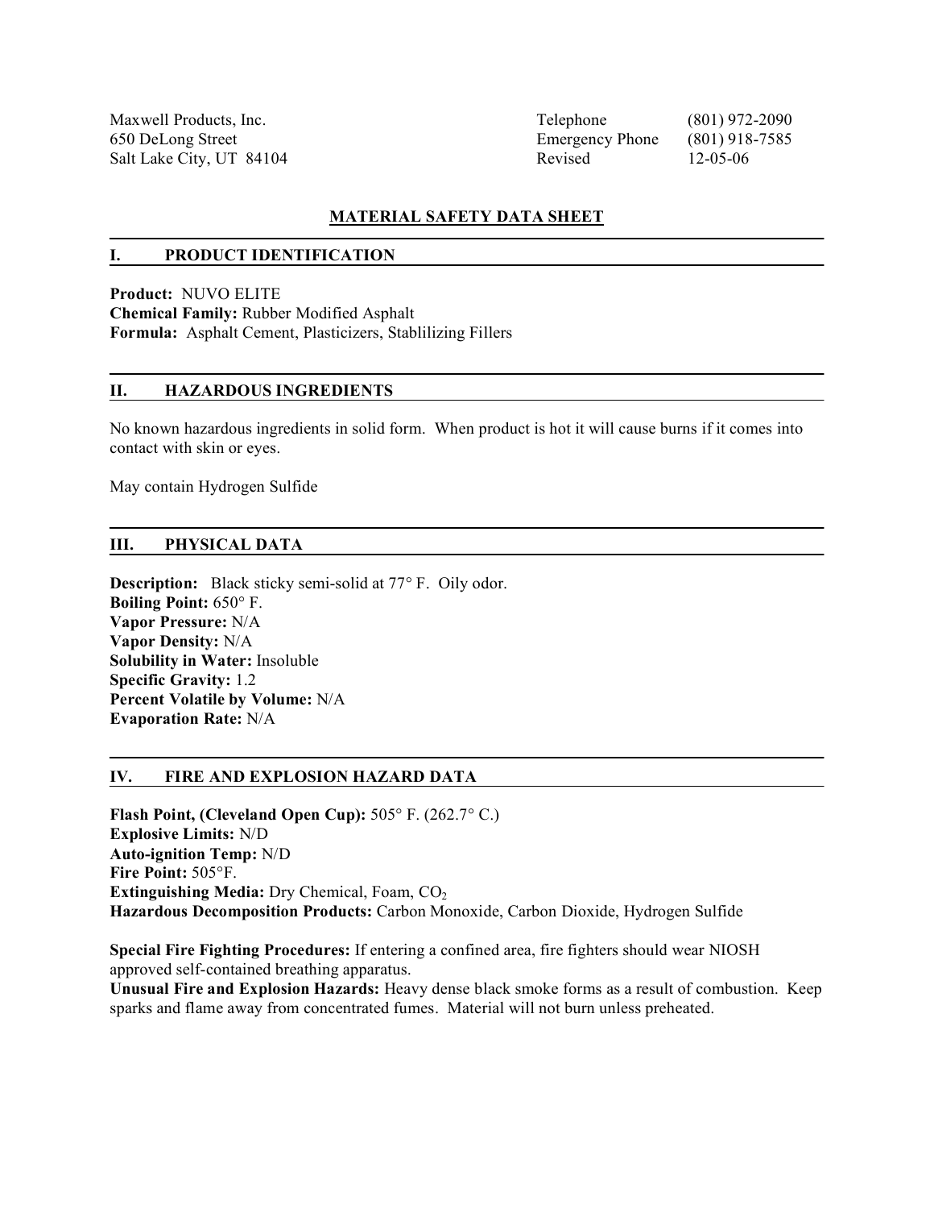Maxwell Products, Inc.
650 DeLong Street
Salt Lake City, UT 84104

Telephone (801) 972-2090
Emergency Phone (801) 918-7585
Revised 12-05-06

# MATERIAL SAFETY DATA SHEET

## I. PRODUCT IDENTIFICATION

**Product:** NUVO ELITE
**Chemical Family:** Rubber Modified Asphalt
**Formula:** Asphalt Cement, Plasticizers, Stablilizing Fillers

## II. HAZARDOUS INGREDIENTS

No known hazardous ingredients in solid form. When product is hot it will cause burns if it comes into contact with skin or eyes.

May contain Hydrogen Sulfide

## III. PHYSICAL DATA

**Description:** Black sticky semi-solid at 77° F. Oily odor.
**Boiling Point:** 650° F.
**Vapor Pressure:** N/A
**Vapor Density:** N/A
**Solubility in Water:** Insoluble
**Specific Gravity:** 1.2
**Percent Volatile by Volume:** N/A
**Evaporation Rate:** N/A

## IV. FIRE AND EXPLOSION HAZARD DATA

**Flash Point, (Cleveland Open Cup):** 505° F. (262.7° C.)
**Explosive Limits:** N/D
**Auto-ignition Temp:** N/D
**Fire Point:** 505°F.
**Extinguishing Media:** Dry Chemical, Foam, $CO_2$
**Hazardous Decomposition Products:** Carbon Monoxide, Carbon Dioxide, Hydrogen Sulfide

**Special Fire Fighting Procedures:** If entering a confined area, fire fighters should wear NIOSH approved self-contained breathing apparatus.
**Unusual Fire and Explosion Hazards:** Heavy dense black smoke forms as a result of combustion. Keep sparks and flame away from concentrated fumes. Material will not burn unless preheated.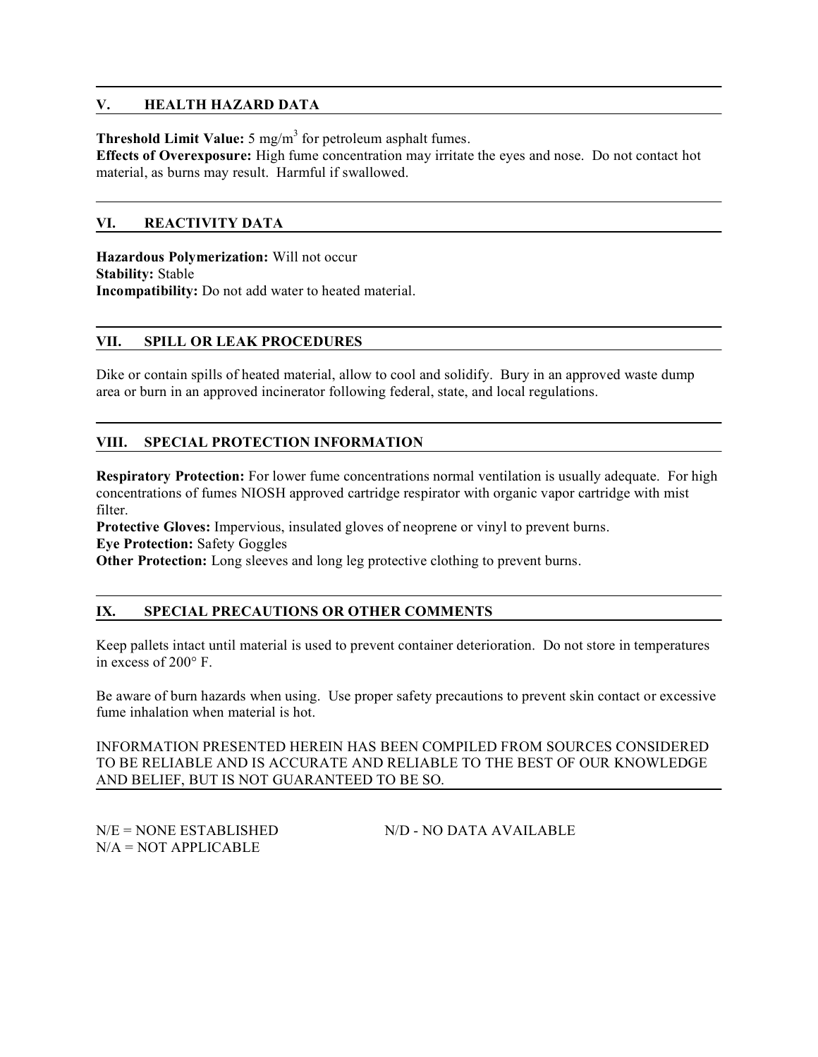## V. HEALTH HAZARD DATA

**Threshold Limit Value:** 5 $mg/m^3$ for petroleum asphalt fumes.
**Effects of Overexposure:** High fume concentration may irritate the eyes and nose. Do not contact hot material, as burns may result. Harmful if swallowed.

## VI. REACTIVITY DATA

**Hazardous Polymerization:** Will not occur
**Stability:** Stable
**Incompatibility:** Do not add water to heated material.

## VII. SPILL OR LEAK PROCEDURES

Dike or contain spills of heated material, allow to cool and solidify. Bury in an approved waste dump area or burn in an approved incinerator following federal, state, and local regulations.

## VIII. SPECIAL PROTECTION INFORMATION

**Respiratory Protection:** For lower fume concentrations normal ventilation is usually adequate. For high concentrations of fumes NIOSH approved cartridge respirator with organic vapor cartridge with mist filter.
**Protective Gloves:** Impervious, insulated gloves of neoprene or vinyl to prevent burns.
**Eye Protection:** Safety Goggles
**Other Protection:** Long sleeves and long leg protective clothing to prevent burns.

## IX. SPECIAL PRECAUTIONS OR OTHER COMMENTS

Keep pallets intact until material is used to prevent container deterioration. Do not store in temperatures in excess of 200° F.

Be aware of burn hazards when using. Use proper safety precautions to prevent skin contact or excessive fume inhalation when material is hot.

INFORMATION PRESENTED HEREIN HAS BEEN COMPILED FROM SOURCES CONSIDERED TO BE RELIABLE AND IS ACCURATE AND RELIABLE TO THE BEST OF OUR KNOWLEDGE AND BELIEF, BUT IS NOT GUARANTEED TO BE SO.

N/E = NONE ESTABLISHED
N/D - NO DATA AVAILABLE
N/A = NOT APPLICABLE